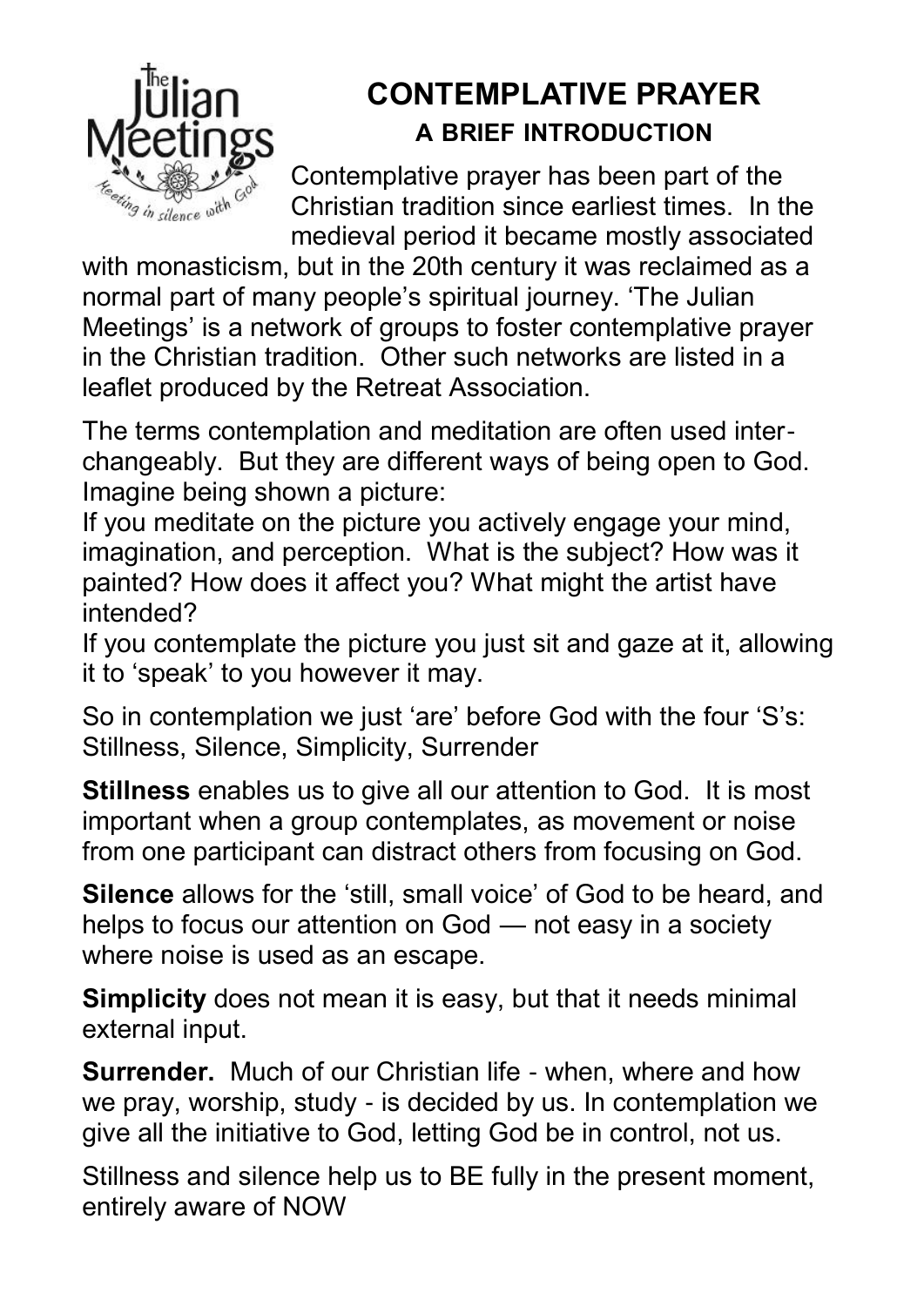# CONTEMPLATIVE PRAYER

## A BRIEF INTRODUCTION

Contemplative prayer has been part of the Christian tradition since earliest times. In the medieval period it became mostly associated with monasticism, but in the 20th century it was reclaimed as a normal part of many people's spiritual journey. 'The Julian Meetings' is a network of groups to foster contemplative prayer in the Christian tradition. Other such networks are listed in a leaflet produced by the Retreat Association.

The terms contemplation and meditation are often used interchangeably. But they are different ways of being open to God. Imagine being shown a picture:

If you meditate on the picture you actively engage your mind, imagination, and perception. What is the subject? How was it painted? How does it affect you? What might the artist have intended?

If you contemplate the picture you just sit and gaze at it, allowing it to 'speak' to you however it may.

So in contemplation we just 'are' before God with the four 'S's: Stillness, Silence, Simplicity, Surrender

**Stillness** enables us to give all our attention to God. It is most important when a group contemplates, as movement or noise from one participant can distract others from focusing on God.

**Silence** allows for the 'still, small voice' of God to be heard, and helps to focus our attention on God — not easy in a society where noise is used as an escape.

**Simplicity** does not mean it is easy, but that it needs minimal external input.

**Surrender.** Much of our Christian life - when, where and how we pray, worship, study - is decided by us. In contemplation we give all the initiative to God, letting God be in control, not us.

Stillness and silence help us to BE fully in the present moment, entirely aware of NOW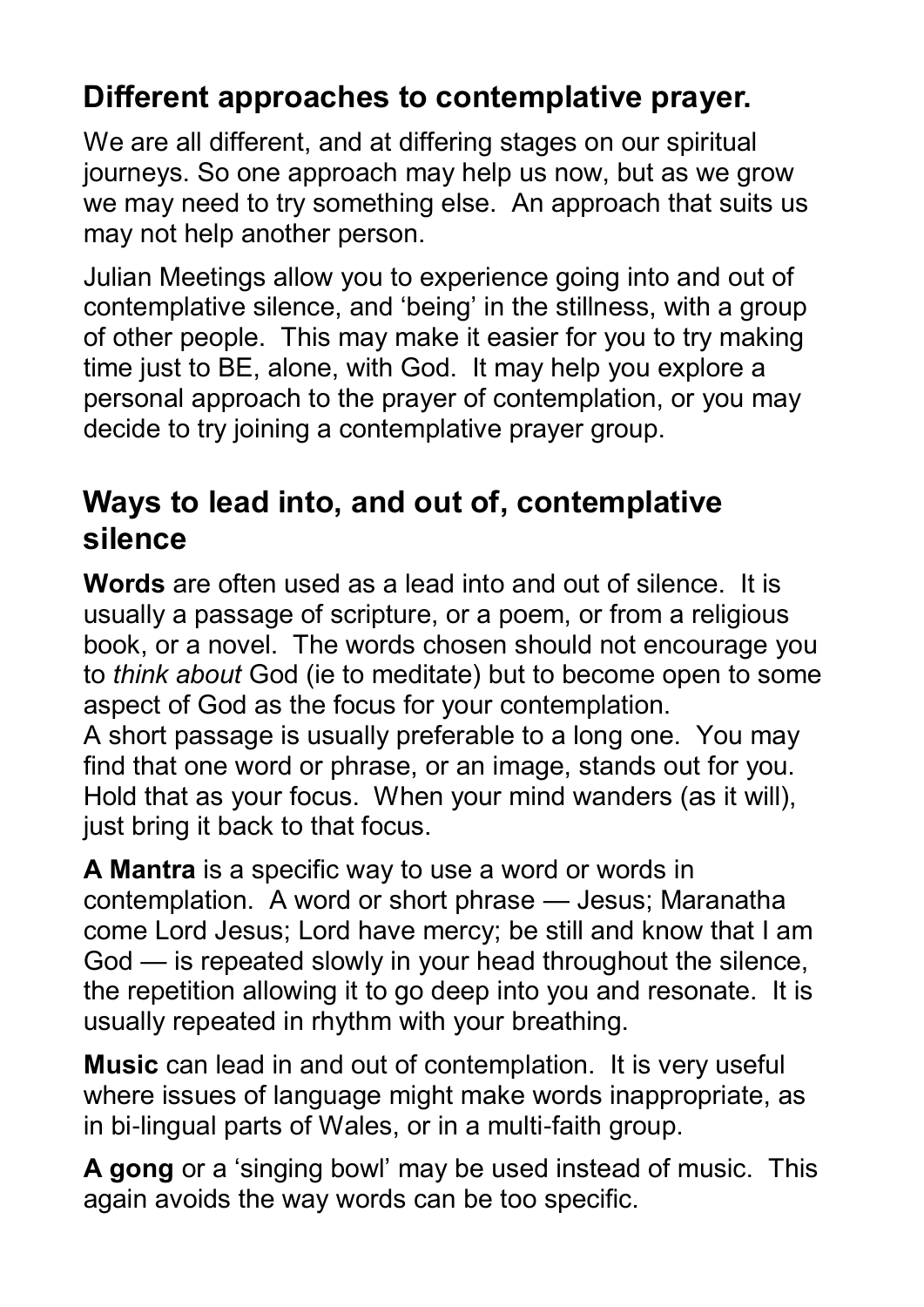## Different approaches to contemplative prayer.

We are all different, and at differing stages on our spiritual journeys. So one approach may help us now, but as we grow we may need to try something else. An approach that suits us may not help another person.

Julian Meetings allow you to experience going into and out of contemplative silence, and 'being' in the stillness, with a group of other people. This may make it easier for you to try making time just to BE, alone, with God. It may help you explore a personal approach to the prayer of contemplation, or you may decide to try joining a contemplative prayer group.

## Ways to lead into, and out of, contemplative silence

**Words** are often used as a lead into and out of silence. It is usually a passage of scripture, or a poem, or from a religious book, or a novel. The words chosen should not encourage you to *think about* God (ie to meditate) but to become open to some aspect of God as the focus for your contemplation.
A short passage is usually preferable to a long one. You may find that one word or phrase, or an image, stands out for you. Hold that as your focus. When your mind wanders (as it will), just bring it back to that focus.

**A Mantra** is a specific way to use a word or words in contemplation. A word or short phrase — Jesus; Maranatha come Lord Jesus; Lord have mercy; be still and know that I am God — is repeated slowly in your head throughout the silence, the repetition allowing it to go deep into you and resonate. It is usually repeated in rhythm with your breathing.

**Music** can lead in and out of contemplation. It is very useful where issues of language might make words inappropriate, as in bi-lingual parts of Wales, or in a multi-faith group.

**A gong** or a 'singing bowl' may be used instead of music. This again avoids the way words can be too specific.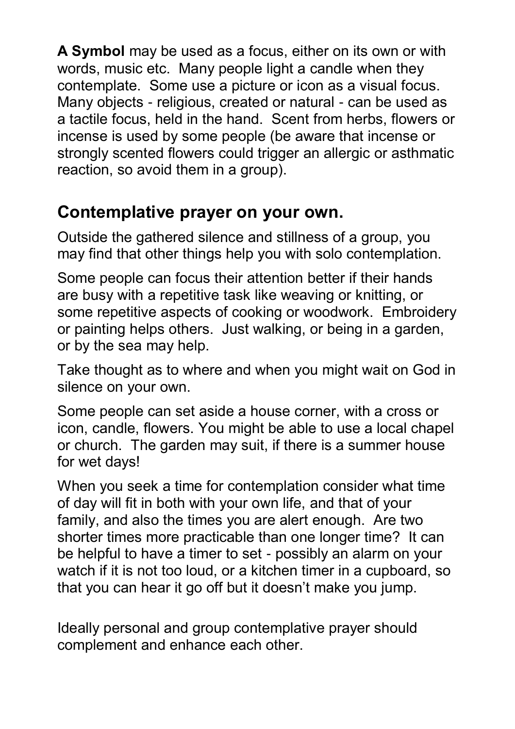**A Symbol** may be used as a focus, either on its own or with words, music etc. Many people light a candle when they contemplate. Some use a picture or icon as a visual focus. Many objects - religious, created or natural - can be used as a tactile focus, held in the hand. Scent from herbs, flowers or incense is used by some people (be aware that incense or strongly scented flowers could trigger an allergic or asthmatic reaction, so avoid them in a group).

## Contemplative prayer on your own.

Outside the gathered silence and stillness of a group, you may find that other things help you with solo contemplation.

Some people can focus their attention better if their hands are busy with a repetitive task like weaving or knitting, or some repetitive aspects of cooking or woodwork. Embroidery or painting helps others. Just walking, or being in a garden, or by the sea may help.

Take thought as to where and when you might wait on God in silence on your own.

Some people can set aside a house corner, with a cross or icon, candle, flowers. You might be able to use a local chapel or church. The garden may suit, if there is a summer house for wet days!

When you seek a time for contemplation consider what time of day will fit in both with your own life, and that of your family, and also the times you are alert enough. Are two shorter times more practicable than one longer time? It can be helpful to have a timer to set - possibly an alarm on your watch if it is not too loud, or a kitchen timer in a cupboard, so that you can hear it go off but it doesn't make you jump.

Ideally personal and group contemplative prayer should complement and enhance each other.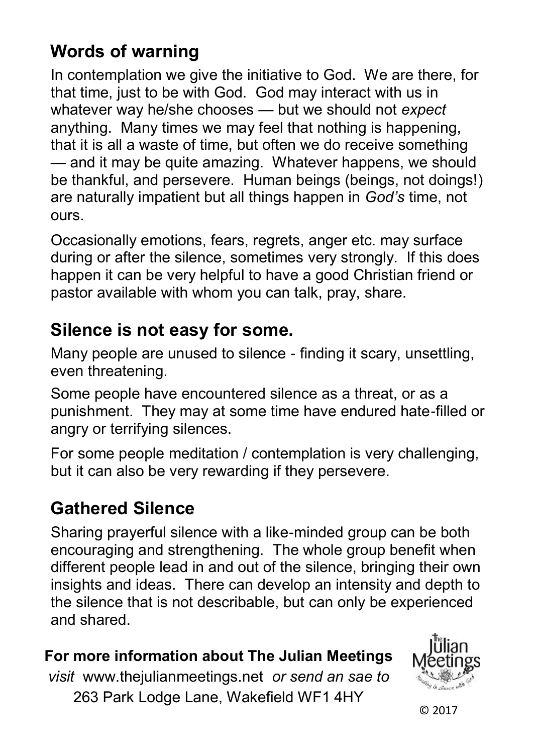## Words of warning

In contemplation we give the initiative to God. We are there, for that time, just to be with God. God may interact with us in whatever way he/she chooses — but we should not *expect* anything. Many times we may feel that nothing is happening, that it is all a waste of time, but often we do receive something — and it may be quite amazing. Whatever happens, we should be thankful, and persevere. Human beings (beings, not doings!) are naturally impatient but all things happen in *God's* time, not ours.

Occasionally emotions, fears, regrets, anger etc. may surface during or after the silence, sometimes very strongly. If this does happen it can be very helpful to have a good Christian friend or pastor available with whom you can talk, pray, share.

## Silence is not easy for some.

Many people are unused to silence - finding it scary, unsettling, even threatening.

Some people have encountered silence as a threat, or as a punishment. They may at some time have endured hate-filled or angry or terrifying silences.

For some people meditation / contemplation is very challenging, but it can also be very rewarding if they persevere.

## Gathered Silence

Sharing prayerful silence with a like-minded group can be both encouraging and strengthening. The whole group benefit when different people lead in and out of the silence, bringing their own insights and ideas. There can develop an intensity and depth to the silence that is not describable, but can only be experienced and shared.

**For more information about The Julian Meetings**

*visit* www.thejulianmeetings.net *or send an sae to*
263 Park Lodge Lane, Wakefield WF1 4HY

The Julian Meetings

© 2017